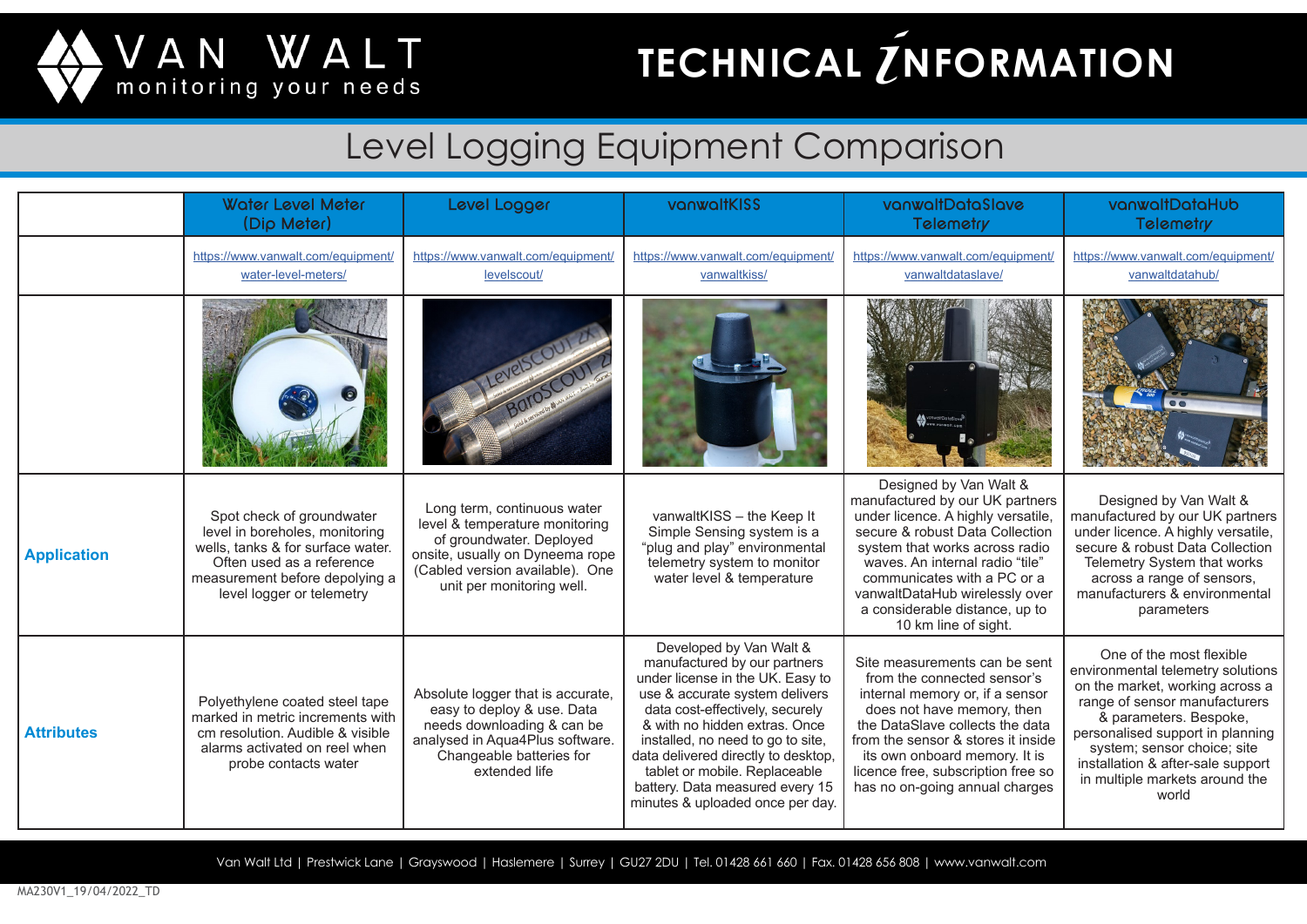# TECHNICAL INFORMATION

## Level Logging Equipment Comparison

| | Water Level Meter (Dip Meter) | Level Logger | vanwaltKISS | vanwaltDataSlave Telemetry | vanwaltDataHub Telemetry |
|---|---|---|---|---|---|
| | https://www.vanwalt.com/equipment/water-level-meters/ | https://www.vanwalt.com/equipment/levelscout/ | https://www.vanwalt.com/equipment/vanwaltkiss/ | https://www.vanwalt.com/equipment/vanwaltdataslave/ | https://www.vanwalt.com/equipment/vanwaltdatahub/ |
| **Application** | Spot check of groundwater level in boreholes, monitoring wells, tanks & for surface water. Often used as a reference measurement before depolying a level logger or telemetry | Long term, continuous water level & temperature monitoring of groundwater. Deployed onsite, usually on Dyneema rope (Cabled version available). One unit per monitoring well. | vanwaltKISS – the Keep It Simple Sensing system is a "plug and play" environmental telemetry system to monitor water level & temperature | Designed by Van Walt & manufactured by our UK partners under licence. A highly versatile, secure & robust Data Collection system that works across radio waves. An internal radio "tile" communicates with a PC or a vanwaltDataHub wirelessly over a considerable distance, up to 10 km line of sight. | Designed by Van Walt & manufactured by our UK partners under licence. A highly versatile, secure & robust Data Collection Telemetry System that works across a range of sensors, manufacturers & environmental parameters |
| **Attributes** | Polyethylene coated steel tape marked in metric increments with cm resolution. Audible & visible alarms activated on reel when probe contacts water | Absolute logger that is accurate, easy to deploy & use. Data needs downloading & can be analysed in Aqua4Plus software. Changeable batteries for extended life | Developed by Van Walt & manufactured by our partners under license in the UK. Easy to use & accurate system delivers data cost-effectively, securely & with no hidden extras. Once installed, no need to go to site, data delivered directly to desktop, tablet or mobile. Replaceable battery. Data measured every 15 minutes & uploaded once per day. | Site measurements can be sent from the connected sensor's internal memory or, if a sensor does not have memory, then the DataSlave collects the data from the sensor & stores it inside its own onboard memory. It is licence free, subscription free so has no on-going annual charges | One of the most flexible environmental telemetry solutions on the market, working across a range of sensor manufacturers & parameters. Bespoke, personalised support in planning system; sensor choice; site installation & after-sale support in multiple markets around the world |

Van Walt Ltd | Prestwick Lane | Grayswood | Haslemere | Surrey | GU27 2DU | Tel. 01428 661 660 | Fax. 01428 656 808 | www.vanwalt.com

MA230V1_19/04/2022_TD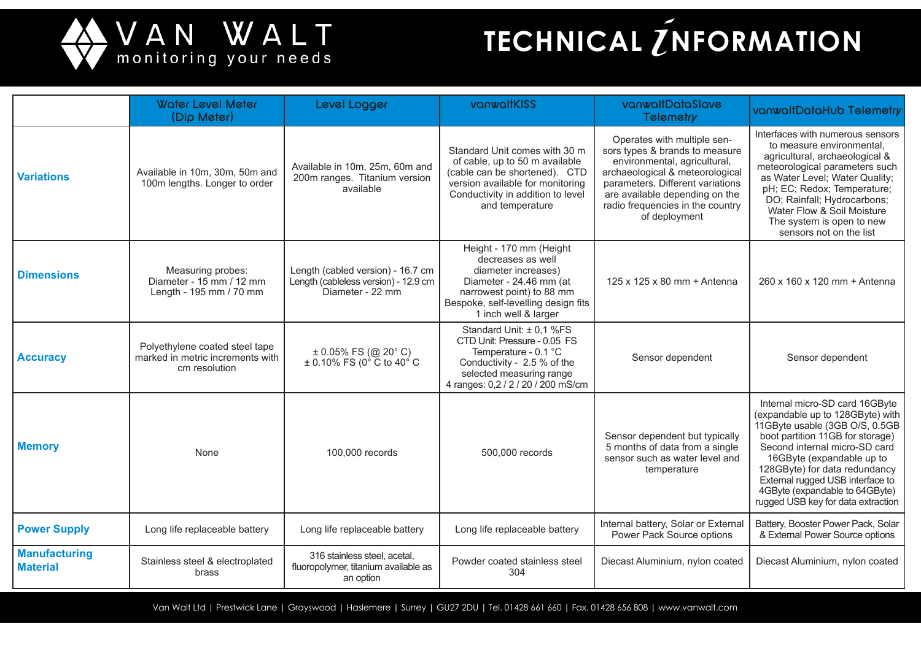# TECHNICAL INFORMATION

| | Water Level Meter (Dip Meter) | Level Logger | vanwaltKISS | vanwaltDataSlave Telemetry | vanwaltDataHub Telemetry |
|---|---|---|---|---|---|
| **Variations** | Available in 10m, 30m, 50m and 100m lengths. Longer to order | Available in 10m, 25m, 60m and 200m ranges. Titanium version available | Standard Unit comes with 30 m of cable, up to 50 m available (cable can be shortened). CTD version available for monitoring Conductivity in addition to level and temperature | Operates with multiple sensors types & brands to measure environmental, agricultural, archaeological & meteorological parameters. Different variations are available depending on the radio frequencies in the country of deployment | Interfaces with numerous sensors to measure environmental, agricultural, archaeological & meteorological parameters such as Water Level; Water Quality; pH; EC; Redox; Temperature; DO; Rainfall; Hydrocarbons; Water Flow & Soil Moisture The system is open to new sensors not on the list |
| **Dimensions** | Measuring probes: Diameter - 15 mm / 12 mm Length - 195 mm / 70 mm | Length (cabled version) - 16.7 cm Length (cableless version) - 12.9 cm Diameter - 22 mm | Height - 170 mm (Height decreases as well diameter increases) Diameter - 24.46 mm (at narrowest point) to 88 mm Bespoke, self-levelling design fits 1 inch well & larger | 125 x 125 x 80 mm + Antenna | 260 x 160 x 120 mm + Antenna |
| **Accuracy** | Polyethylene coated steel tape marked in metric increments with cm resolution | ± 0.05% FS (@ 20° C) ± 0.10% FS (0° C to 40° C | Standard Unit: ± 0,1 %FS CTD Unit: Pressure - 0.05 FS Temperature - 0.1 °C Conductivity - 2.5 % of the selected measuring range 4 ranges: 0,2 / 2 / 20 / 200 mS/cm | Sensor dependent | Sensor dependent |
| **Memory** | None | 100,000 records | 500,000 records | Sensor dependent but typically 5 months of data from a single sensor such as water level and temperature | Internal micro-SD card 16GByte (expandable up to 128GByte) with 11GByte usable (3GB O/S, 0.5GB boot partition 11GB for storage) Second internal micro-SD card 16GByte (expandable up to 128GByte) for data redundancy External rugged USB interface to 4GByte (expandable to 64GByte) rugged USB key for data extraction |
| **Power Supply** | Long life replaceable battery | Long life replaceable battery | Long life replaceable battery | Internal battery, Solar or External Power Pack Source options | Battery, Booster Power Pack, Solar & External Power Source options |
| **Manufacturing Material** | Stainless steel & electroplated brass | 316 stainless steel, acetal, fluoropolymer, titanium available as an option | Powder coated stainless steel 304 | Diecast Aluminium, nylon coated | Diecast Aluminium, nylon coated |

Van Walt Ltd | Prestwick Lane | Grayswood | Haslemere | Surrey | GU27 2DU | Tel. 01428 661 660 | Fax. 01428 656 808 | www.vanwalt.com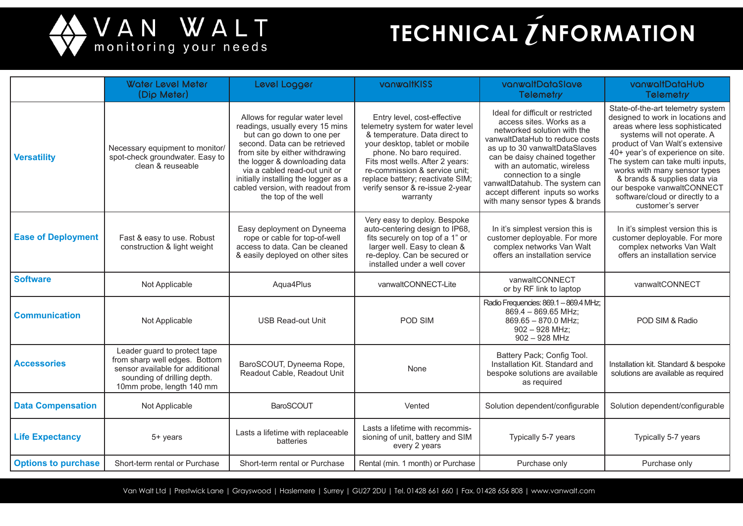# TECHNICAL INFORMATION

| | Water Level Meter (Dip Meter) | Level Logger | vanwaltKISS | vanwaltDataSlave Telemetry | vanwaltDataHub Telemetry |
|---|---|---|---|---|---|
| **Versatility** | Necessary equipment to monitor/ spot-check groundwater. Easy to clean & reuseable | Allows for regular water level readings, usually every 15 mins but can go down to one per second. Data can be retrieved from site by either withdrawing the logger & downloading data via a cabled read-out unit or initially installing the logger as a cabled version, with readout from the top of the well | Entry level, cost-effective telemetry system for water level & temperature. Data direct to your desktop, tablet or mobile phone. No baro required. Fits most wells. After 2 years: re-commission & service unit; replace battery; reactivate SIM; verify sensor & re-issue 2-year warranty | Ideal for difficult or restricted access sites. Works as a networked solution with the vanwaltDataHub to reduce costs as up to 30 vanwaltDataSlaves can be daisy chained together with an automatic, wireless connection to a single vanwaltDatahub. The system can accept different inputs so works with many sensor types & brands | State-of-the-art telemetry system designed to work in locations and areas where less sophisticated systems will not operate. A product of Van Walt's extensive 40+ year's of experience on site. The system can take multi inputs, works with many sensor types & brands & supplies data via our bespoke vanwaltCONNECT software/cloud or directly to a customer's server |
| **Ease of Deployment** | Fast & easy to use. Robust construction & light weight | Easy deployment on Dyneema rope or cable for top-of-well access to data. Can be cleaned & easily deployed on other sites | Very easy to deploy. Bespoke auto-centering design to IP68, fits securely on top of a 1" or larger well. Easy to clean & re-deploy. Can be secured or installed under a well cover | In it's simplest version this is customer deployable. For more complex networks Van Walt offers an installation service | In it's simplest version this is customer deployable. For more complex networks Van Walt offers an installation service |
| **Software** | Not Applicable | Aqua4Plus | vanwaltCONNECT-Lite | vanwaltCONNECT or by RF link to laptop | vanwaltCONNECT |
| **Communication** | Not Applicable | USB Read-out Unit | POD SIM | Radio Frequencies: 869.1 – 869.4 MHz; 869.4 – 869.65 MHz; 869.65 – 870.0 MHz; 902 – 928 MHz; 902 – 928 MHz | POD SIM & Radio |
| **Accessories** | Leader guard to protect tape from sharp well edges. Bottom sensor available for additional sounding of drilling depth. 10mm probe, length 140 mm | BaroSCOUT, Dyneema Rope, Readout Cable, Readout Unit | None | Battery Pack; Config Tool. Installation Kit. Standard and bespoke solutions are available as required | Installation kit. Standard & bespoke solutions are available as required |
| **Data Compensation** | Not Applicable | BaroSCOUT | Vented | Solution dependent/configurable | Solution dependent/configurable |
| **Life Expectancy** | 5+ years | Lasts a lifetime with replaceable batteries | Lasts a lifetime with recommissioning of unit, battery and SIM every 2 years | Typically 5-7 years | Typically 5-7 years |
| **Options to purchase** | Short-term rental or Purchase | Short-term rental or Purchase | Rental (min. 1 month) or Purchase | Purchase only | Purchase only |

Van Walt Ltd | Prestwick Lane | Grayswood | Haslemere | Surrey | GU27 2DU | Tel. 01428 661 660 | Fax. 01428 656 808 | www.vanwalt.com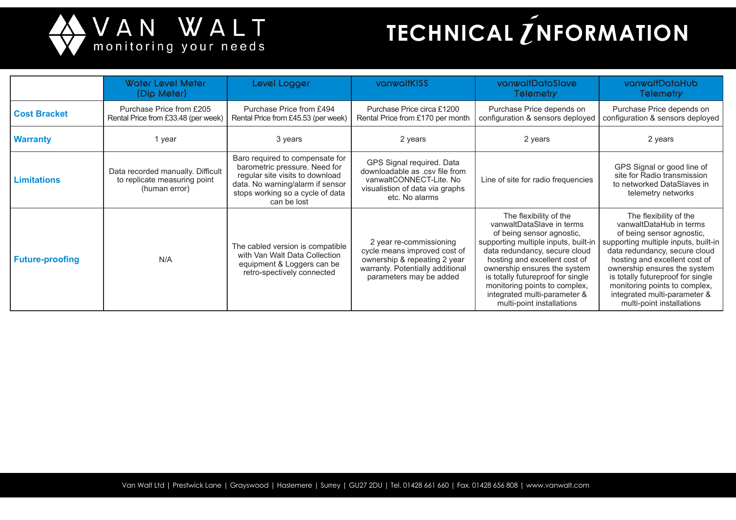# TECHNICAL INFORMATION

| | Water Level Meter (Dip Meter) | Level Logger | vanwaltKISS | vanwaltDataSlave Telemetry | vanwaltDataHub Telemetry |
|---|---|---|---|---|---|
| **Cost Bracket** | Purchase Price from £205 Rental Price from £33.48 (per week) | Purchase Price from £494 Rental Price from £45.53 (per week) | Purchase Price circa £1200 Rental Price from £170 per month | Purchase Price depends on configuration & sensors deployed | Purchase Price depends on configuration & sensors deployed |
| **Warranty** | 1 year | 3 years | 2 years | 2 years | 2 years |
| **Limitations** | Data recorded manually. Difficult to replicate measuring point (human error) | Baro required to compensate for barometric pressure. Need for regular site visits to download data. No warning/alarm if sensor stops working so a cycle of data can be lost | GPS Signal required. Data downloadable as .csv file from vanwaltCONNECT-Lite. No visualistion of data via graphs etc. No alarms | Line of site for radio frequencies | GPS Signal or good line of site for Radio transmission to networked DataSlaves in telemetry networks |
| **Future-proofing** | N/A | The cabled version is compatible with Van Walt Data Collection equipment & Loggers can be retro-spectively connected | 2 year re-commissioning cycle means improved cost of ownership & repeating 2 year warranty. Potentially additional parameters may be added | The flexibility of the vanwaltDataSlave in terms of being sensor agnostic, supporting multiple inputs, built-in data redundancy, secure cloud hosting and excellent cost of ownership ensures the system is totally futureproof for single monitoring points to complex, integrated multi-parameter & multi-point installations | The flexibility of the vanwaltDataHub in terms of being sensor agnostic, supporting multiple inputs, built-in data redundancy, secure cloud hosting and excellent cost of ownership ensures the system is totally futureproof for single monitoring points to complex, integrated multi-parameter & multi-point installations |

Van Walt Ltd | Prestwick Lane | Grayswood | Haslemere | Surrey | GU27 2DU | Tel. 01428 661 660 | Fax. 01428 656 808 | www.vanwalt.com